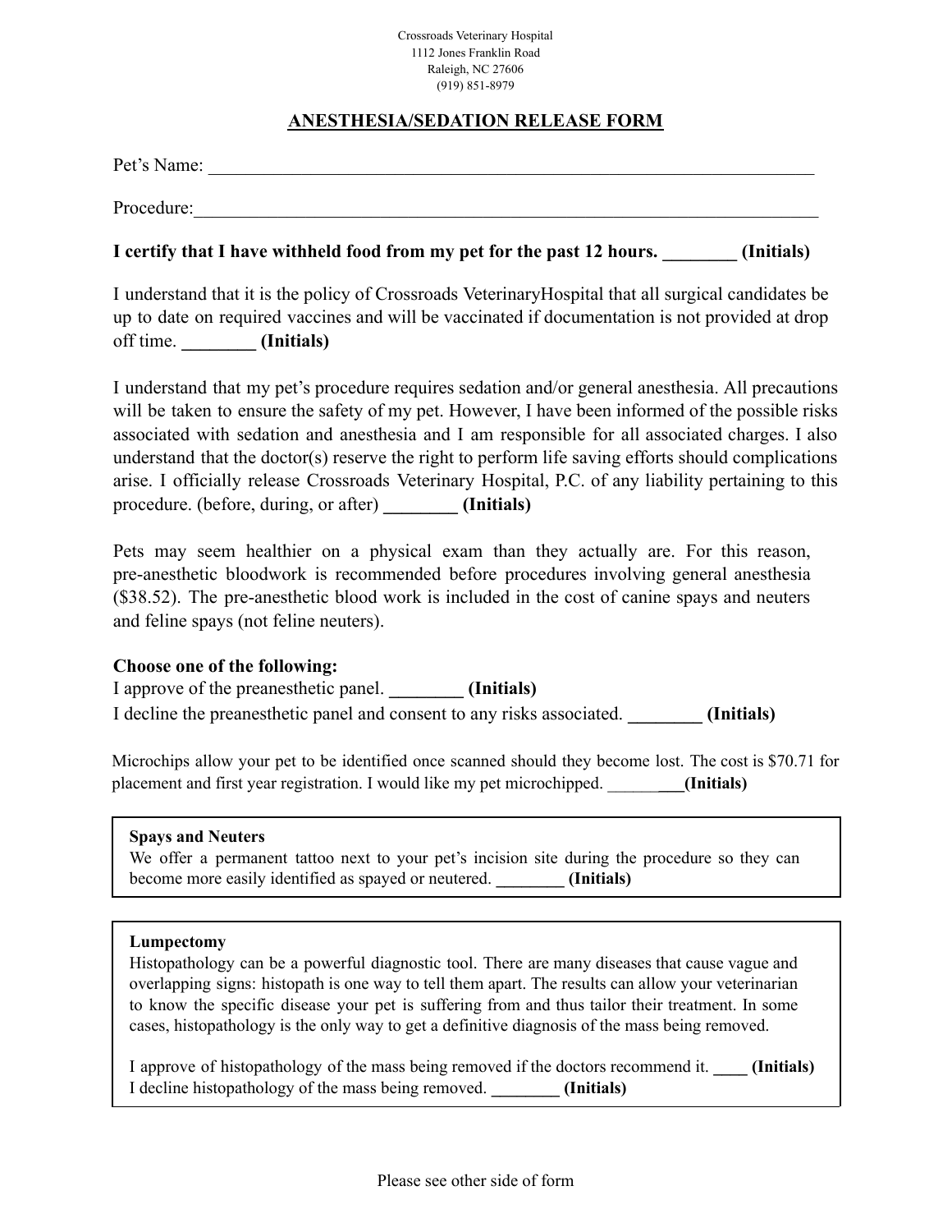Crossroads Veterinary Hospital
1112 Jones Franklin Road
Raleigh, NC 27606
(919) 851-8979

## ANESTHESIA/SEDATION RELEASE FORM

Pet's Name: ______________________________________________________________________

Procedure:_______________________________________________________________________

**I certify that I have withheld food from my pet for the past 12 hours. ________ (Initials)**

I understand that it is the policy of Crossroads VeterinaryHospital that all surgical candidates be up to date on required vaccines and will be vaccinated if documentation is not provided at drop off time. **________ (Initials)**

I understand that my pet's procedure requires sedation and/or general anesthesia. All precautions will be taken to ensure the safety of my pet. However, I have been informed of the possible risks associated with sedation and anesthesia and I am responsible for all associated charges. I also understand that the doctor(s) reserve the right to perform life saving efforts should complications arise. I officially release Crossroads Veterinary Hospital, P.C. of any liability pertaining to this procedure. (before, during, or after) **________ (Initials)**

Pets may seem healthier on a physical exam than they actually are. For this reason, pre-anesthetic bloodwork is recommended before procedures involving general anesthesia ($38.52). The pre-anesthetic blood work is included in the cost of canine spays and neuters and feline spays (not feline neuters).

**Choose one of the following:**
I approve of the preanesthetic panel. **________ (Initials)**
I decline the preanesthetic panel and consent to any risks associated. **________ (Initials)**

Microchips allow your pet to be identified once scanned should they become lost. The cost is $70.71 for placement and first year registration. I would like my pet microchipped. __________**(Initials)**

**Spays and Neuters**
We offer a permanent tattoo next to your pet's incision site during the procedure so they can become more easily identified as spayed or neutered. **________ (Initials)**

**Lumpectomy**
Histopathology can be a powerful diagnostic tool. There are many diseases that cause vague and overlapping signs: histopath is one way to tell them apart. The results can allow your veterinarian to know the specific disease your pet is suffering from and thus tailor their treatment. In some cases, histopathology is the only way to get a definitive diagnosis of the mass being removed.

I approve of histopathology of the mass being removed if the doctors recommend it. **____ (Initials)**
I decline histopathology of the mass being removed. **________ (Initials)**

Please see other side of form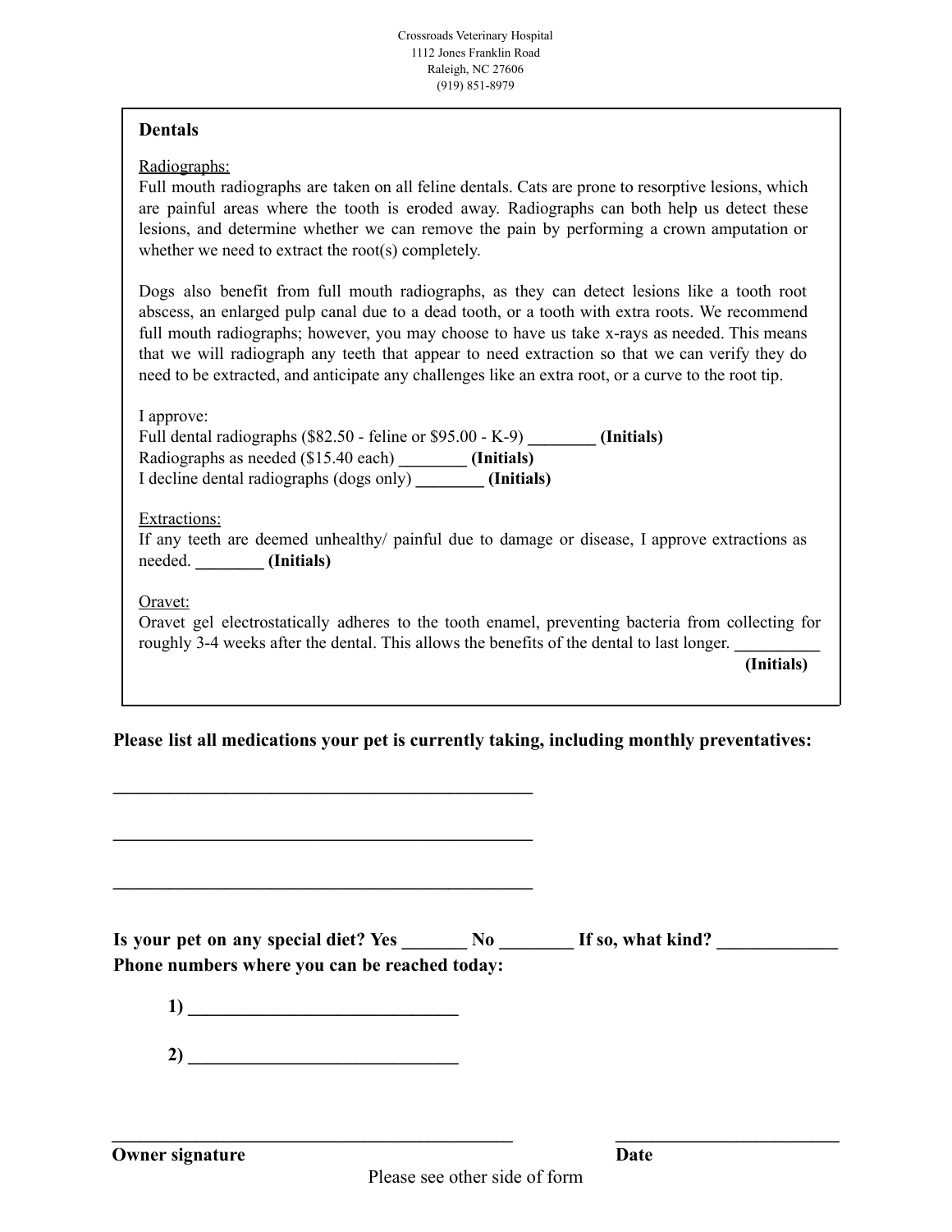Crossroads Veterinary Hospital
1112 Jones Franklin Road
Raleigh, NC 27606
(919) 851-8979

## Dentals

Radiographs:

Full mouth radiographs are taken on all feline dentals. Cats are prone to resorptive lesions, which are painful areas where the tooth is eroded away. Radiographs can both help us detect these lesions, and determine whether we can remove the pain by performing a crown amputation or whether we need to extract the root(s) completely.

Dogs also benefit from full mouth radiographs, as they can detect lesions like a tooth root abscess, an enlarged pulp canal due to a dead tooth, or a tooth with extra roots. We recommend full mouth radiographs; however, you may choose to have us take x-rays as needed. This means that we will radiograph any teeth that appear to need extraction so that we can verify they do need to be extracted, and anticipate any challenges like an extra root, or a curve to the root tip.

I approve:
Full dental radiographs ($82.50 - feline or $95.00 - K-9) ________ **(Initials)**
Radiographs as needed ($15.40 each) ________ **(Initials)**
I decline dental radiographs (dogs only) ________ **(Initials)**

Extractions:

If any teeth are deemed unhealthy/ painful due to damage or disease, I approve extractions as needed. ________ **(Initials)**

Oravet:

Oravet gel electrostatically adheres to the tooth enamel, preventing bacteria from collecting for roughly 3-4 weeks after the dental. This allows the benefits of the dental to last longer. __________ **(Initials)**

**Please list all medications your pet is currently taking, including monthly preventatives:**

__________________________________________________

__________________________________________________

__________________________________________________

**Is your pet on any special diet? Yes _______ No ________ If so, what kind? _____________**
**Phone numbers where you can be reached today:**

**1) ______________________________**

**2) ______________________________**

______________________________________________ ________________________
**Owner signature** **Date**

Please see other side of form